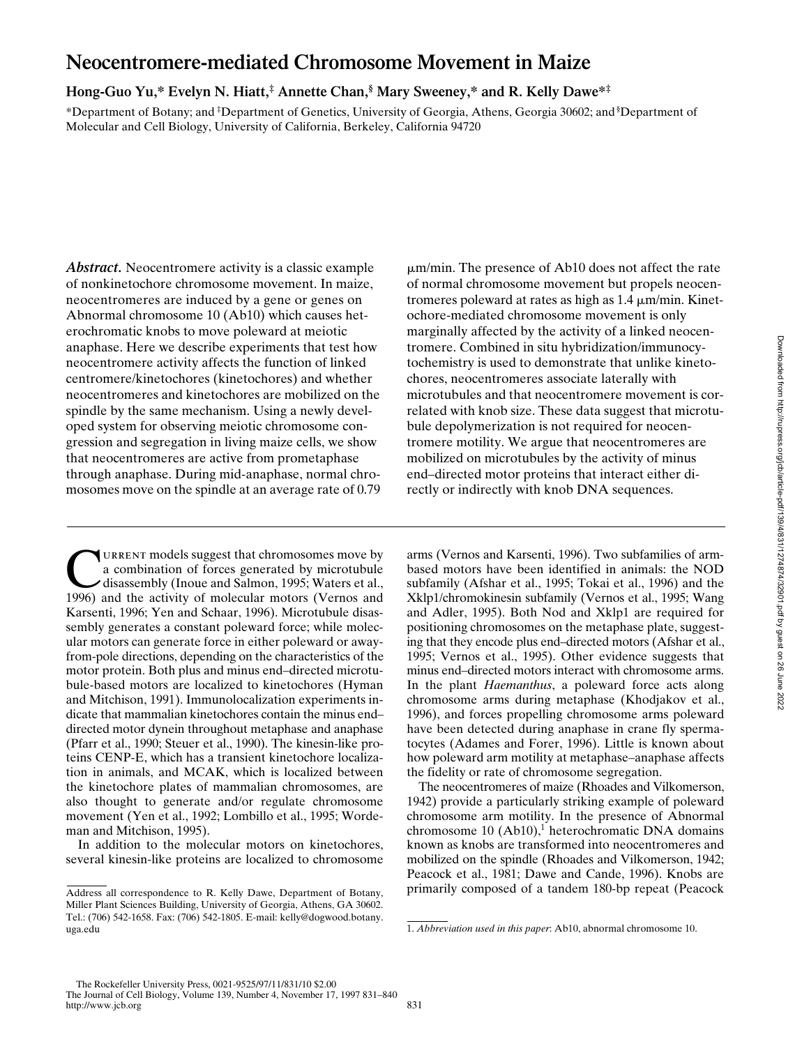# Neocentromere-mediated Chromosome Movement in Maize

**Hong-Guo Yu,* Evelyn N. Hiatt,‡ Annette Chan,§ Mary Sweeney,* and R. Kelly Dawe*‡**

*Department of Botany; and ‡Department of Genetics, University of Georgia, Athens, Georgia 30602; and §Department of Molecular and Cell Biology, University of California, Berkeley, California 94720

*Abstract.* Neocentromere activity is a classic example of nonkinetochore chromosome movement. In maize, neocentromeres are induced by a gene or genes on Abnormal chromosome 10 (Ab10) which causes heterochromatic knobs to move poleward at meiotic anaphase. Here we describe experiments that test how neocentromere activity affects the function of linked centromere/kinetochores (kinetochores) and whether neocentromeres and kinetochores are mobilized on the spindle by the same mechanism. Using a newly developed system for observing meiotic chromosome congression and segregation in living maize cells, we show that neocentromeres are active from prometaphase through anaphase. During mid-anaphase, normal chromosomes move on the spindle at an average rate of 0.79 μm/min. The presence of Ab10 does not affect the rate of normal chromosome movement but propels neocentromeres poleward at rates as high as 1.4 μm/min. Kinetochore-mediated chromosome movement is only marginally affected by the activity of a linked neocentromere. Combined in situ hybridization/immunocytochemistry is used to demonstrate that unlike kinetochores, neocentromeres associate laterally with microtubules and that neocentromere movement is correlated with knob size. These data suggest that microtubule depolymerization is not required for neocentromere motility. We argue that neocentromeres are mobilized on microtubules by the activity of minus end–directed motor proteins that interact either directly or indirectly with knob DNA sequences.

Current models suggest that chromosomes move by a combination of forces generated by microtubule disassembly (Inoue and Salmon, 1995; Waters et al., 1996) and the activity of molecular motors (Vernos and Karsenti, 1996; Yen and Schaar, 1996). Microtubule disassembly generates a constant poleward force; while molecular motors can generate force in either poleward or away-from-pole directions, depending on the characteristics of the motor protein. Both plus and minus end–directed microtubule-based motors are localized to kinetochores (Hyman and Mitchison, 1991). Immunolocalization experiments indicate that mammalian kinetochores contain the minus end–directed motor dynein throughout metaphase and anaphase (Pfarr et al., 1990; Steuer et al., 1990). The kinesin-like proteins CENP-E, which has a transient kinetochore localization in animals, and MCAK, which is localized between the kinetochore plates of mammalian chromosomes, are also thought to generate and/or regulate chromosome movement (Yen et al., 1992; Lombillo et al., 1995; Wordeman and Mitchison, 1995).

In addition to the molecular motors on kinetochores, several kinesin-like proteins are localized to chromosome arms (Vernos and Karsenti, 1996). Two subfamilies of arm-based motors have been identified in animals: the NOD subfamily (Afshar et al., 1995; Tokai et al., 1996) and the Xklp1/chromokinesin subfamily (Vernos et al., 1995; Wang and Adler, 1995). Both Nod and Xklp1 are required for positioning chromosomes on the metaphase plate, suggesting that they encode plus end–directed motors (Afshar et al., 1995; Vernos et al., 1995). Other evidence suggests that minus end–directed motors interact with chromosome arms. In the plant *Haemanthus*, a poleward force acts along chromosome arms during metaphase (Khodjakov et al., 1996), and forces propelling chromosome arms poleward have been detected during anaphase in crane fly spermatocytes (Adames and Forer, 1996). Little is known about how poleward arm motility at metaphase–anaphase affects the fidelity or rate of chromosome segregation.

The neocentromeres of maize (Rhoades and Vilkomerson, 1942) provide a particularly striking example of poleward chromosome arm motility. In the presence of Abnormal chromosome 10 (Ab10),[1] heterochromatic DNA domains known as knobs are transformed into neocentromeres and mobilized on the spindle (Rhoades and Vilkomerson, 1942; Peacock et al., 1981; Dawe and Cande, 1996). Knobs are primarily composed of a tandem 180-bp repeat (Peacock

Address all correspondence to R. Kelly Dawe, Department of Botany, Miller Plant Sciences Building, University of Georgia, Athens, GA 30602. Tel.: (706) 542-1658. Fax: (706) 542-1805. E-mail: kelly@dogwood.botany.uga.edu

1. *Abbreviation used in this paper*: Ab10, abnormal chromosome 10.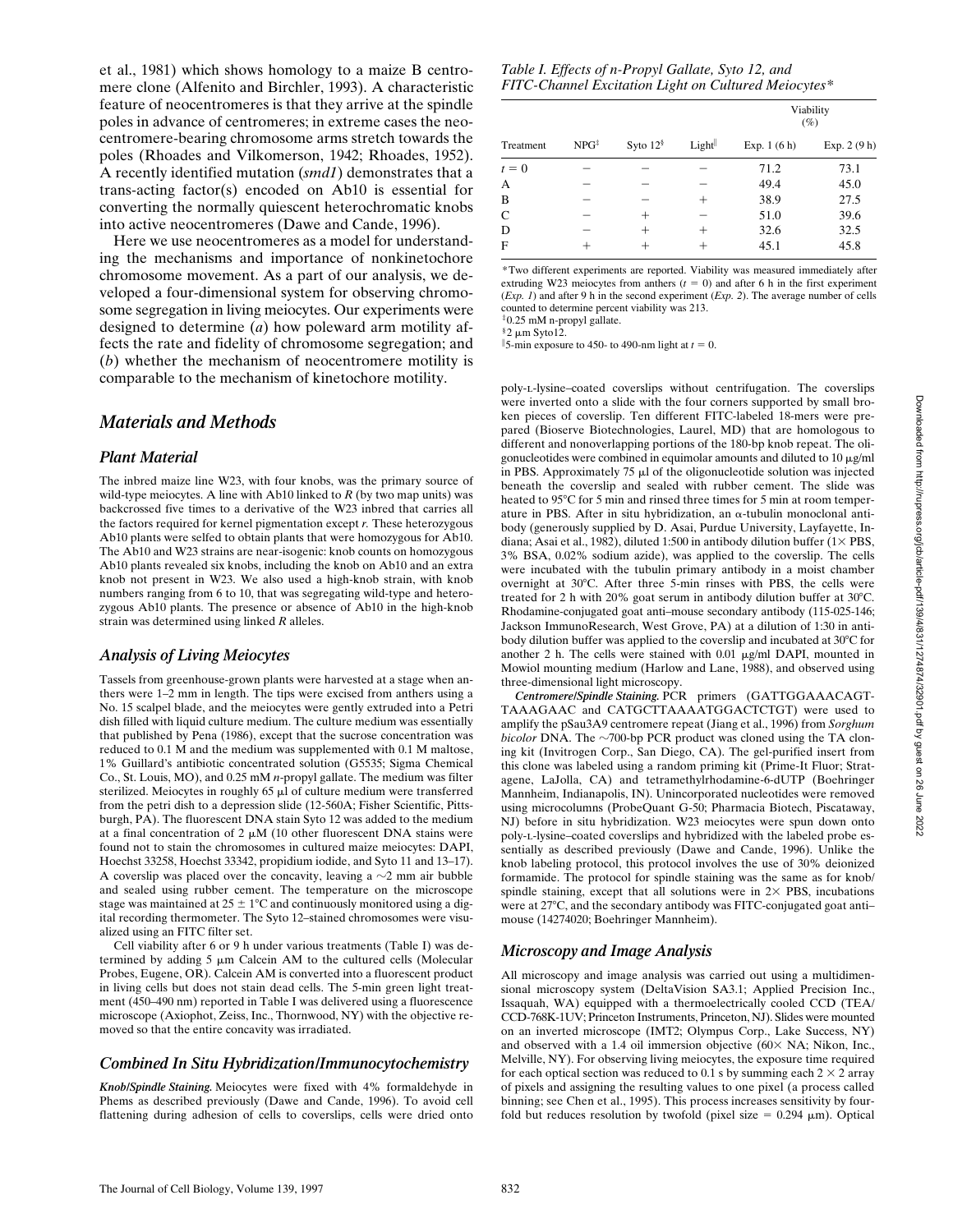et al., 1981) which shows homology to a maize B centromere clone (Alfenito and Birchler, 1993). A characteristic feature of neocentromeres is that they arrive at the spindle poles in advance of centromeres; in extreme cases the neocentromere-bearing chromosome arms stretch towards the poles (Rhoades and Vilkomerson, 1942; Rhoades, 1952). A recently identified mutation (*smd1*) demonstrates that a trans-acting factor(s) encoded on Ab10 is essential for converting the normally quiescent heterochromatic knobs into active neocentromeres (Dawe and Cande, 1996).

Here we use neocentromeres as a model for understanding the mechanisms and importance of nonkinetochore chromosome movement. As a part of our analysis, we developed a four-dimensional system for observing chromosome segregation in living meiocytes. Our experiments were designed to determine (*a*) how poleward arm motility affects the rate and fidelity of chromosome segregation; and (*b*) whether the mechanism of neocentromere motility is comparable to the mechanism of kinetochore motility.

## Materials and Methods

### Plant Material

The inbred maize line W23, with four knobs, was the primary source of wild-type meiocytes. A line with Ab10 linked to *R* (by two map units) was backcrossed five times to a derivative of the W23 inbred that carries all the factors required for kernel pigmentation except *r*. These heterozygous Ab10 plants were selfed to obtain plants that were homozygous for Ab10. The Ab10 and W23 strains are near-isogenic: knob counts on homozygous Ab10 plants revealed six knobs, including the knob on Ab10 and an extra knob not present in W23. We also used a high-knob strain, with knob numbers ranging from 6 to 10, that was segregating wild-type and heterozygous Ab10 plants. The presence or absence of Ab10 in the high-knob strain was determined using linked *R* alleles.

### Analysis of Living Meiocytes

Tassels from greenhouse-grown plants were harvested at a stage when anthers were 1–2 mm in length. The tips were excised from anthers using a No. 15 scalpel blade, and the meiocytes were gently extruded into a Petri dish filled with liquid culture medium. The culture medium was essentially that published by Pena (1986), except that the sucrose concentration was reduced to 0.1 M and the medium was supplemented with 0.1 M maltose, 1% Guillard's antibiotic concentrated solution (G5535; Sigma Chemical Co., St. Louis, MO), and 0.25 mM *n*-propyl gallate. The medium was filter sterilized. Meiocytes in roughly 65 μl of culture medium were transferred from the petri dish to a depression slide (12-560A; Fisher Scientific, Pittsburgh, PA). The fluorescent DNA stain Syto 12 was added to the medium at a final concentration of 2 μM (10 other fluorescent DNA stains were found not to stain the chromosomes in cultured maize meiocytes: DAPI, Hoechst 33258, Hoechst 33342, propidium iodide, and Syto 11 and 13–17). A coverslip was placed over the concavity, leaving a ~2 mm air bubble and sealed using rubber cement. The temperature on the microscope stage was maintained at 25 ± 1°C and continuously monitored using a digital recording thermometer. The Syto 12–stained chromosomes were visualized using an FITC filter set.

Cell viability after 6 or 9 h under various treatments (Table I) was determined by adding 5 μm Calcein AM to the cultured cells (Molecular Probes, Eugene, OR). Calcein AM is converted into a fluorescent product in living cells but does not stain dead cells. The 5-min green light treatment (450–490 nm) reported in Table I was delivered using a fluorescence microscope (Axiophot, Zeiss, Inc., Thornwood, NY) with the objective removed so that the entire concavity was irradiated.

### Combined In Situ Hybridization/Immunocytochemistry

***Knob/Spindle Staining.*** Meiocytes were fixed with 4% formaldehyde in Phems as described previously (Dawe and Cande, 1996). To avoid cell flattening during adhesion of cells to coverslips, cells were dried onto

*Table I. Effects of n-Propyl Gallate, Syto 12, and FITC-Channel Excitation Light on Cultured Meiocytes\**

| Treatment | NPG[‡] | Syto 12[§] | Light[‖] | Viability (%) Exp. 1 (6 h) | Viability (%) Exp. 2 (9 h) |
|---|---|---|---|---|---|
| $t = 0$ | − | − | − | 71.2 | 73.1 |
| A | − | − | − | 49.4 | 45.0 |
| B | − | − | + | 38.9 | 27.5 |
| C | − | + | − | 51.0 | 39.6 |
| D | − | + | + | 32.6 | 32.5 |
| F | + | + | + | 45.1 | 45.8 |

\*Two different experiments are reported. Viability was measured immediately after extruding W23 meiocytes from anthers ($t = 0$) and after 6 h in the first experiment (*Exp. 1*) and after 9 h in the second experiment (*Exp. 2*). The average number of cells counted to determine percent viability was 213.
‡0.25 mM n-propyl gallate.
§2 μm Syto12.
‖5-min exposure to 450- to 490-nm light at $t = 0$.

poly-L-lysine–coated coverslips without centrifugation. The coverslips were inverted onto a slide with the four corners supported by small broken pieces of coverslip. Ten different FITC-labeled 18-mers were prepared (Bioserve Biotechnologies, Laurel, MD) that are homologous to different and nonoverlapping portions of the 180-bp knob repeat. The oligonucleotides were combined in equimolar amounts and diluted to 10 μg/ml in PBS. Approximately 75 μl of the oligonucleotide solution was injected beneath the coverslip and sealed with rubber cement. The slide was heated to 95°C for 5 min and rinsed three times for 5 min at room temperature in PBS. After in situ hybridization, an α-tubulin monoclonal antibody (generously supplied by D. Asai, Purdue University, Layfayette, Indiana; Asai et al., 1982), diluted 1:500 in antibody dilution buffer (1× PBS, 3% BSA, 0.02% sodium azide), was applied to the coverslip. The cells were incubated with the tubulin primary antibody in a moist chamber overnight at 30°C. After three 5-min rinses with PBS, the cells were treated for 2 h with 20% goat serum in antibody dilution buffer at 30°C. Rhodamine-conjugated goat anti–mouse secondary antibody (115-025-146; Jackson ImmunoResearch, West Grove, PA) at a dilution of 1:30 in antibody dilution buffer was applied to the coverslip and incubated at 30°C for another 2 h. The cells were stained with 0.01 μg/ml DAPI, mounted in Mowiol mounting medium (Harlow and Lane, 1988), and observed using three-dimensional light microscopy.

***Centromere/Spindle Staining.*** PCR primers (GATTGGAAACAGTTAAAGAAC and CATGCTTAAAATGGACTCTGT) were used to amplify the pSau3A9 centromere repeat (Jiang et al., 1996) from *Sorghum bicolor* DNA. The ~700-bp PCR product was cloned using the TA cloning kit (Invitrogen Corp., San Diego, CA). The gel-purified insert from this clone was labeled using a random priming kit (Prime-It Fluor; Stratagene, LaJolla, CA) and tetramethylrhodamine-6-dUTP (Boehringer Mannheim, Indianapolis, IN). Unincorporated nucleotides were removed using microcolumns (ProbeQuant G-50; Pharmacia Biotech, Piscataway, NJ) before in situ hybridization. W23 meiocytes were spun down onto poly-L-lysine–coated coverslips and hybridized with the labeled probe essentially as described previously (Dawe and Cande, 1996). Unlike the knob labeling protocol, this protocol involves the use of 30% deionized formamide. The protocol for spindle staining was the same as for knob/spindle staining, except that all solutions were in 2× PBS, incubations were at 27°C, and the secondary antibody was FITC-conjugated goat anti–mouse (14274020; Boehringer Mannheim).

### Microscopy and Image Analysis

All microscopy and image analysis was carried out using a multidimensional microscopy system (DeltaVision SA3.1; Applied Precision Inc., Issaquah, WA) equipped with a thermoelectrically cooled CCD (TEA/CCD-768K-1UV; Princeton Instruments, Princeton, NJ). Slides were mounted on an inverted microscope (IMT2; Olympus Corp., Lake Success, NY) and observed with a 1.4 oil immersion objective (60× NA; Nikon, Inc., Melville, NY). For observing living meiocytes, the exposure time required for each optical section was reduced to 0.1 s by summing each 2 × 2 array of pixels and assigning the resulting values to one pixel (a process called binning; see Chen et al., 1995). This process increases sensitivity by fourfold but reduces resolution by twofold (pixel size = 0.294 μm). Optical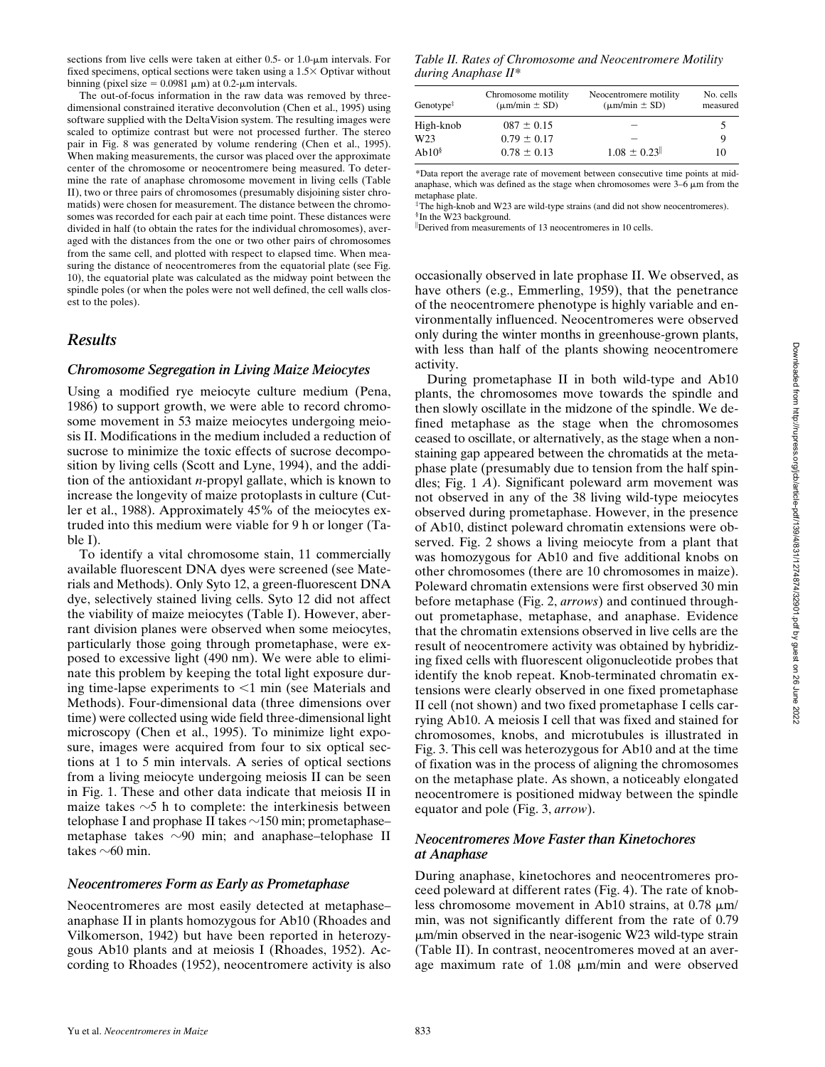sections from live cells were taken at either 0.5- or 1.0-μm intervals. For fixed specimens, optical sections were taken using a 1.5× Optivar without binning (pixel size = 0.0981 μm) at 0.2-μm intervals.

The out-of-focus information in the raw data was removed by three-dimensional constrained iterative deconvolution (Chen et al., 1995) using software supplied with the DeltaVision system. The resulting images were scaled to optimize contrast but were not processed further. The stereo pair in Fig. 8 was generated by volume rendering (Chen et al., 1995). When making measurements, the cursor was placed over the approximate center of the chromosome or neocentromere being measured. To determine the rate of anaphase chromosome movement in living cells (Table II), two or three pairs of chromosomes (presumably disjoining sister chromatids) were chosen for measurement. The distance between the chromosomes was recorded for each pair at each time point. These distances were divided in half (to obtain the rates for the individual chromosomes), averaged with the distances from the one or two other pairs of chromosomes from the same cell, and plotted with respect to elapsed time. When measuring the distance of neocentromeres from the equatorial plate (see Fig. 10), the equatorial plate was calculated as the midway point between the spindle poles (or when the poles were not well defined, the cell walls closest to the poles).

## Results

### Chromosome Segregation in Living Maize Meiocytes

Using a modified rye meiocyte culture medium (Pena, 1986) to support growth, we were able to record chromosome movement in 53 maize meiocytes undergoing meiosis II. Modifications in the medium included a reduction of sucrose to minimize the toxic effects of sucrose decomposition by living cells (Scott and Lyne, 1994), and the addition of the antioxidant *n*-propyl gallate, which is known to increase the longevity of maize protoplasts in culture (Cutler et al., 1988). Approximately 45% of the meiocytes extruded into this medium were viable for 9 h or longer (Table I).

To identify a vital chromosome stain, 11 commercially available fluorescent DNA dyes were screened (see Materials and Methods). Only Syto 12, a green-fluorescent DNA dye, selectively stained living cells. Syto 12 did not affect the viability of maize meiocytes (Table I). However, aberrant division planes were observed when some meiocytes, particularly those going through prometaphase, were exposed to excessive light (490 nm). We were able to eliminate this problem by keeping the total light exposure during time-lapse experiments to <1 min (see Materials and Methods). Four-dimensional data (three dimensions over time) were collected using wide field three-dimensional light microscopy (Chen et al., 1995). To minimize light exposure, images were acquired from four to six optical sections at 1 to 5 min intervals. A series of optical sections from a living meiocyte undergoing meiosis II can be seen in Fig. 1. These and other data indicate that meiosis II in maize takes ~5 h to complete: the interkinesis between telophase I and prophase II takes ~150 min; prometaphase–metaphase takes ~90 min; and anaphase–telophase II takes ~60 min.

### Neocentromeres Form as Early as Prometaphase

Neocentromeres are most easily detected at metaphase–anaphase II in plants homozygous for Ab10 (Rhoades and Vilkomerson, 1942) but have been reported in heterozygous Ab10 plants and at meiosis I (Rhoades, 1952). According to Rhoades (1952), neocentromere activity is also

*Table II. Rates of Chromosome and Neocentromere Motility during Anaphase II\**

| Genotype‡ | Chromosome motility (μm/min ± SD) | Neocentromere motility (μm/min ± SD) | No. cells measured |
|---|---|---|---|
| High-knob | 087 ± 0.15 | – | 5 |
| W23 | 0.79 ± 0.17 | – | 9 |
| Ab10§ | 0.78 ± 0.13 | 1.08 ± 0.23‖ | 10 |

\*Data report the average rate of movement between consecutive time points at mid-anaphase, which was defined as the stage when chromosomes were 3–6 μm from the metaphase plate.
‡The high-knob and W23 are wild-type strains (and did not show neocentromeres).
§In the W23 background.
‖Derived from measurements of 13 neocentromeres in 10 cells.

occasionally observed in late prophase II. We observed, as have others (e.g., Emmerling, 1959), that the penetrance of the neocentromere phenotype is highly variable and environmentally influenced. Neocentromeres were observed only during the winter months in greenhouse-grown plants, with less than half of the plants showing neocentromere activity.

During prometaphase II in both wild-type and Ab10 plants, the chromosomes move towards the spindle and then slowly oscillate in the midzone of the spindle. We defined metaphase as the stage when the chromosomes ceased to oscillate, or alternatively, as the stage when a nonstaining gap appeared between the chromatids at the metaphase plate (presumably due to tension from the half spindles; Fig. 1 *A*). Significant poleward arm movement was not observed in any of the 38 living wild-type meiocytes observed during prometaphase. However, in the presence of Ab10, distinct poleward chromatin extensions were observed. Fig. 2 shows a living meiocyte from a plant that was homozygous for Ab10 and five additional knobs on other chromosomes (there are 10 chromosomes in maize). Poleward chromatin extensions were first observed 30 min before metaphase (Fig. 2, *arrows*) and continued throughout prometaphase, metaphase, and anaphase. Evidence that the chromatin extensions observed in live cells are the result of neocentromere activity was obtained by hybridizing fixed cells with fluorescent oligonucleotide probes that identify the knob repeat. Knob-terminated chromatin extensions were clearly observed in one fixed prometaphase II cell (not shown) and two fixed prometaphase I cells carrying Ab10. A meiosis I cell that was fixed and stained for chromosomes, knobs, and microtubules is illustrated in Fig. 3. This cell was heterozygous for Ab10 and at the time of fixation was in the process of aligning the chromosomes on the metaphase plate. As shown, a noticeably elongated neocentromere is positioned midway between the spindle equator and pole (Fig. 3, *arrow*).

### Neocentromeres Move Faster than Kinetochores at Anaphase

During anaphase, kinetochores and neocentromeres proceed poleward at different rates (Fig. 4). The rate of knobless chromosome movement in Ab10 strains, at 0.78 μm/min, was not significantly different from the rate of 0.79 μm/min observed in the near-isogenic W23 wild-type strain (Table II). In contrast, neocentromeres moved at an average maximum rate of 1.08 μm/min and were observed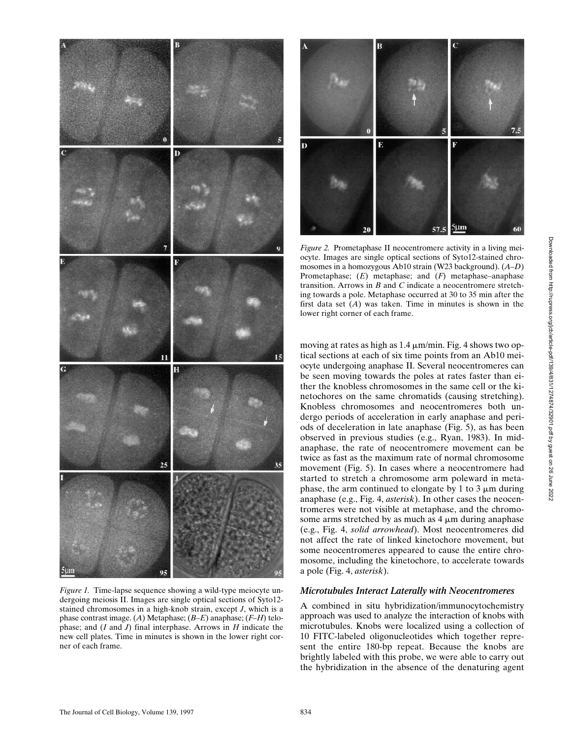*Figure 1.* Time-lapse sequence showing a wild-type meiocyte undergoing meiosis II. Images are single optical sections of Syto12-stained chromosomes in a high-knob strain, except *J*, which is a phase contrast image. (*A*) Metaphase; (*B–E*) anaphase; (*F–H*) telophase; and (*I* and *J*) final interphase. Arrows in *H* indicate the new cell plates. Time in minutes is shown in the lower right corner of each frame.

*Figure 2.* Prometaphase II neocentromere activity in a living meiocyte. Images are single optical sections of Syto12-stained chromosomes in a homozygous Ab10 strain (W23 background). (*A–D*) Prometaphase; (*E*) metaphase; and (*F*) metaphase–anaphase transition. Arrows in *B* and *C* indicate a neocentromere stretching towards a pole. Metaphase occurred at 30 to 35 min after the first data set (*A*) was taken. Time in minutes is shown in the lower right corner of each frame.

moving at rates as high as 1.4 μm/min. Fig. 4 shows two optical sections at each of six time points from an Ab10 meiocyte undergoing anaphase II. Several neocentromeres can be seen moving towards the poles at rates faster than either the knobless chromosomes in the same cell or the kinetochores on the same chromatids (causing stretching). Knobless chromosomes and neocentromeres both undergo periods of acceleration in early anaphase and periods of deceleration in late anaphase (Fig. 5), as has been observed in previous studies (e.g., Ryan, 1983). In mid-anaphase, the rate of neocentromere movement can be twice as fast as the maximum rate of normal chromosome movement (Fig. 5). In cases where a neocentromere had started to stretch a chromosome arm poleward in metaphase, the arm continued to elongate by 1 to 3 μm during anaphase (e.g., Fig. 4, *asterisk*). In other cases the neocentromeres were not visible at metaphase, and the chromosome arms stretched by as much as 4 μm during anaphase (e.g., Fig. 4, *solid arrowhead*). Most neocentromeres did not affect the rate of linked kinetochore movement, but some neocentromeres appeared to cause the entire chromosome, including the kinetochore, to accelerate towards a pole (Fig. 4, *asterisk*).

### *Microtubules Interact Laterally with Neocentromeres*

A combined in situ hybridization/immunocytochemistry approach was used to analyze the interaction of knobs with microtubules. Knobs were localized using a collection of 10 FITC-labeled oligonucleotides which together represent the entire 180-bp repeat. Because the knobs are brightly labeled with this probe, we were able to carry out the hybridization in the absence of the denaturing agent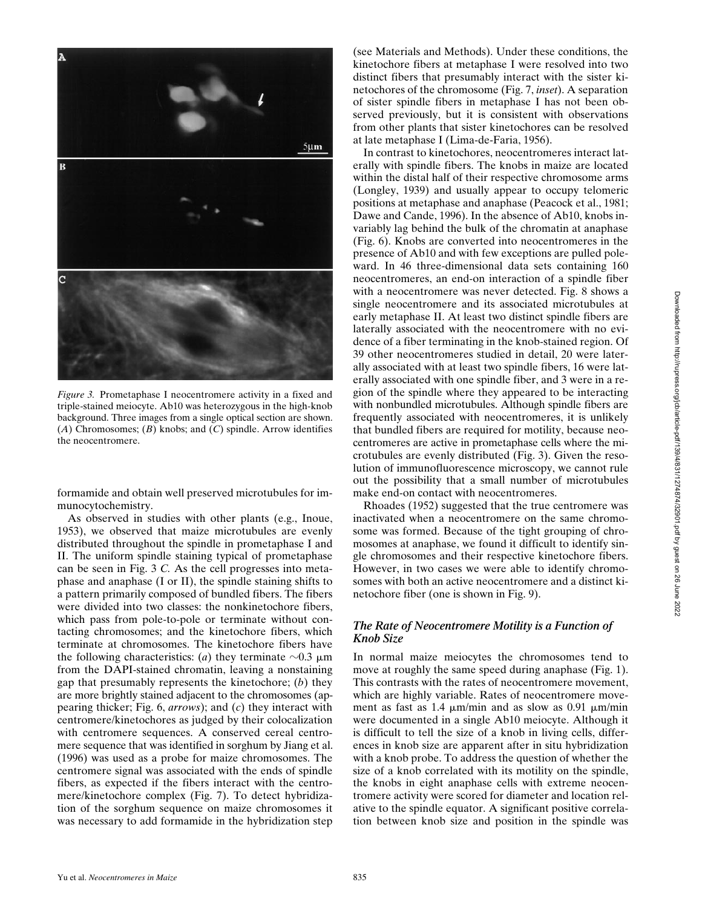*Figure 3.* Prometaphase I neocentromere activity in a fixed and triple-stained meiocyte. Ab10 was heterozygous in the high-knob background. Three images from a single optical section are shown. (*A*) Chromosomes; (*B*) knobs; and (*C*) spindle. Arrow identifies the neocentromere.

formamide and obtain well preserved microtubules for immunocytochemistry.

As observed in studies with other plants (e.g., Inoue, 1953), we observed that maize microtubules are evenly distributed throughout the spindle in prometaphase I and II. The uniform spindle staining typical of prometaphase can be seen in Fig. 3 *C.* As the cell progresses into metaphase and anaphase (I or II), the spindle staining shifts to a pattern primarily composed of bundled fibers. The fibers were divided into two classes: the nonkinetochore fibers, which pass from pole-to-pole or terminate without contacting chromosomes; and the kinetochore fibers, which terminate at chromosomes. The kinetochore fibers have the following characteristics: (*a*) they terminate ~0.3 μm from the DAPI-stained chromatin, leaving a nonstaining gap that presumably represents the kinetochore; (*b*) they are more brightly stained adjacent to the chromosomes (appearing thicker; Fig. 6, *arrows*); and (*c*) they interact with centromere/kinetochores as judged by their colocalization with centromere sequences. A conserved cereal centromere sequence that was identified in sorghum by Jiang et al. (1996) was used as a probe for maize chromosomes. The centromere signal was associated with the ends of spindle fibers, as expected if the fibers interact with the centromere/kinetochore complex (Fig. 7). To detect hybridization of the sorghum sequence on maize chromosomes it was necessary to add formamide in the hybridization step (see Materials and Methods). Under these conditions, the kinetochore fibers at metaphase I were resolved into two distinct fibers that presumably interact with the sister kinetochores of the chromosome (Fig. 7, *inset*). A separation of sister spindle fibers in metaphase I has not been observed previously, but it is consistent with observations from other plants that sister kinetochores can be resolved at late metaphase I (Lima-de-Faria, 1956).

In contrast to kinetochores, neocentromeres interact laterally with spindle fibers. The knobs in maize are located within the distal half of their respective chromosome arms (Longley, 1939) and usually appear to occupy telomeric positions at metaphase and anaphase (Peacock et al., 1981; Dawe and Cande, 1996). In the absence of Ab10, knobs invariably lag behind the bulk of the chromatin at anaphase (Fig. 6). Knobs are converted into neocentromeres in the presence of Ab10 and with few exceptions are pulled poleward. In 46 three-dimensional data sets containing 160 neocentromeres, an end-on interaction of a spindle fiber with a neocentromere was never detected. Fig. 8 shows a single neocentromere and its associated microtubules at early metaphase II. At least two distinct spindle fibers are laterally associated with the neocentromere with no evidence of a fiber terminating in the knob-stained region. Of 39 other neocentromeres studied in detail, 20 were laterally associated with at least two spindle fibers, 16 were laterally associated with one spindle fiber, and 3 were in a region of the spindle where they appeared to be interacting with nonbundled microtubules. Although spindle fibers are frequently associated with neocentromeres, it is unlikely that bundled fibers are required for motility, because neocentromeres are active in prometaphase cells where the microtubules are evenly distributed (Fig. 3). Given the resolution of immunofluorescence microscopy, we cannot rule out the possibility that a small number of microtubules make end-on contact with neocentromeres.

Rhoades (1952) suggested that the true centromere was inactivated when a neocentromere on the same chromosome was formed. Because of the tight grouping of chromosomes at anaphase, we found it difficult to identify single chromosomes and their respective kinetochore fibers. However, in two cases we were able to identify chromosomes with both an active neocentromere and a distinct kinetochore fiber (one is shown in Fig. 9).

### *The Rate of Neocentromere Motility is a Function of Knob Size*

In normal maize meiocytes the chromosomes tend to move at roughly the same speed during anaphase (Fig. 1). This contrasts with the rates of neocentromere movement, which are highly variable. Rates of neocentromere movement as fast as 1.4 μm/min and as slow as 0.91 μm/min were documented in a single Ab10 meiocyte. Although it is difficult to tell the size of a knob in living cells, differences in knob size are apparent after in situ hybridization with a knob probe. To address the question of whether the size of a knob correlated with its motility on the spindle, the knobs in eight anaphase cells with extreme neocentromere activity were scored for diameter and location relative to the spindle equator. A significant positive correlation between knob size and position in the spindle was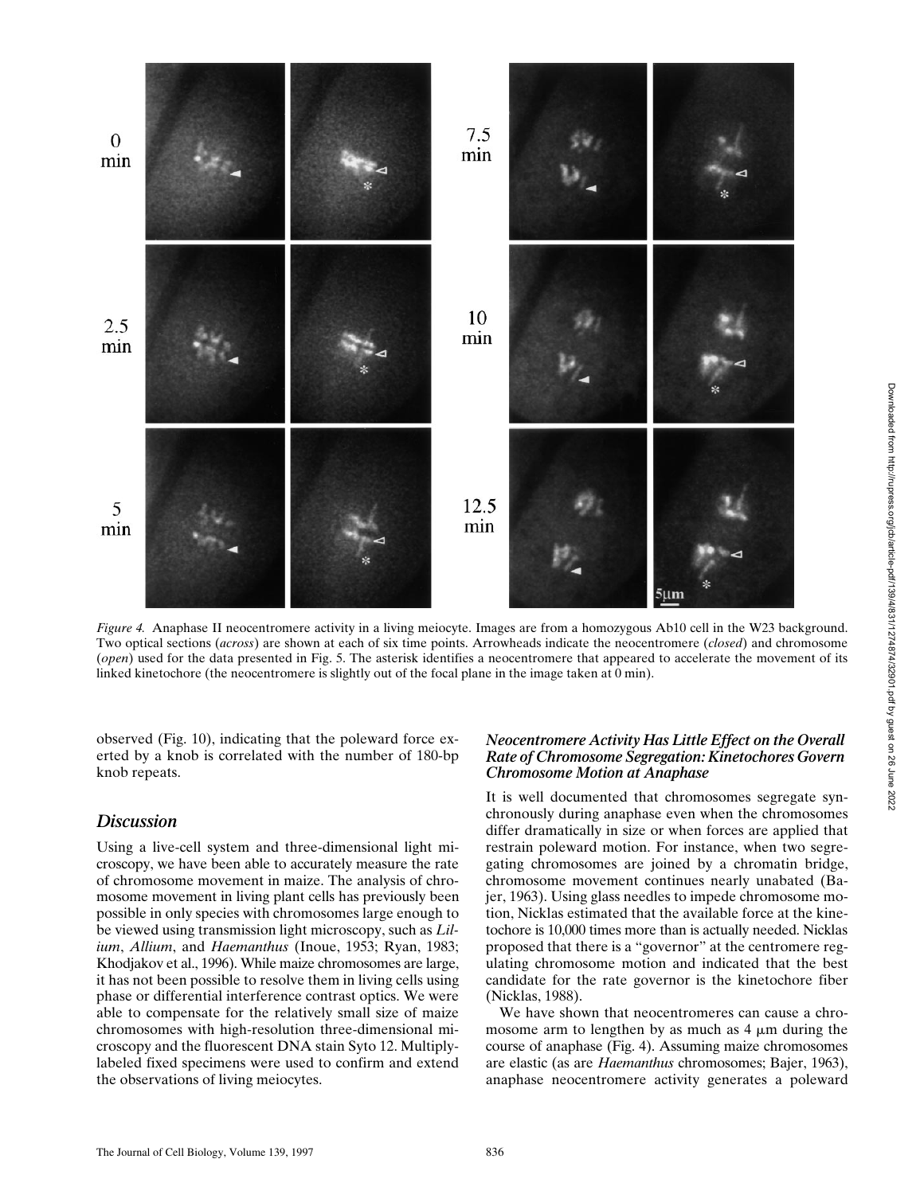*Figure 4.* Anaphase II neocentromere activity in a living meiocyte. Images are from a homozygous Ab10 cell in the W23 background. Two optical sections (*across*) are shown at each of six time points. Arrowheads indicate the neocentromere (*closed*) and chromosome (*open*) used for the data presented in Fig. 5. The asterisk identifies a neocentromere that appeared to accelerate the movement of its linked kinetochore (the neocentromere is slightly out of the focal plane in the image taken at 0 min).

observed (Fig. 10), indicating that the poleward force exerted by a knob is correlated with the number of 180-bp knob repeats.

## Discussion

Using a live-cell system and three-dimensional light microscopy, we have been able to accurately measure the rate of chromosome movement in maize. The analysis of chromosome movement in living plant cells has previously been possible in only species with chromosomes large enough to be viewed using transmission light microscopy, such as *Lilium*, *Allium*, and *Haemanthus* (Inoue, 1953; Ryan, 1983; Khodjakov et al., 1996). While maize chromosomes are large, it has not been possible to resolve them in living cells using phase or differential interference contrast optics. We were able to compensate for the relatively small size of maize chromosomes with high-resolution three-dimensional microscopy and the fluorescent DNA stain Syto 12. Multiply-labeled fixed specimens were used to confirm and extend the observations of living meiocytes.

### *Neocentromere Activity Has Little Effect on the Overall Rate of Chromosome Segregation: Kinetochores Govern Chromosome Motion at Anaphase*

It is well documented that chromosomes segregate synchronously during anaphase even when the chromosomes differ dramatically in size or when forces are applied that restrain poleward motion. For instance, when two segregating chromosomes are joined by a chromatin bridge, chromosome movement continues nearly unabated (Bajer, 1963). Using glass needles to impede chromosome motion, Nicklas estimated that the available force at the kinetochore is 10,000 times more than is actually needed. Nicklas proposed that there is a "governor" at the centromere regulating chromosome motion and indicated that the best candidate for the rate governor is the kinetochore fiber (Nicklas, 1988).

We have shown that neocentromeres can cause a chromosome arm to lengthen by as much as 4 μm during the course of anaphase (Fig. 4). Assuming maize chromosomes are elastic (as are *Haemanthus* chromosomes; Bajer, 1963), anaphase neocentromere activity generates a poleward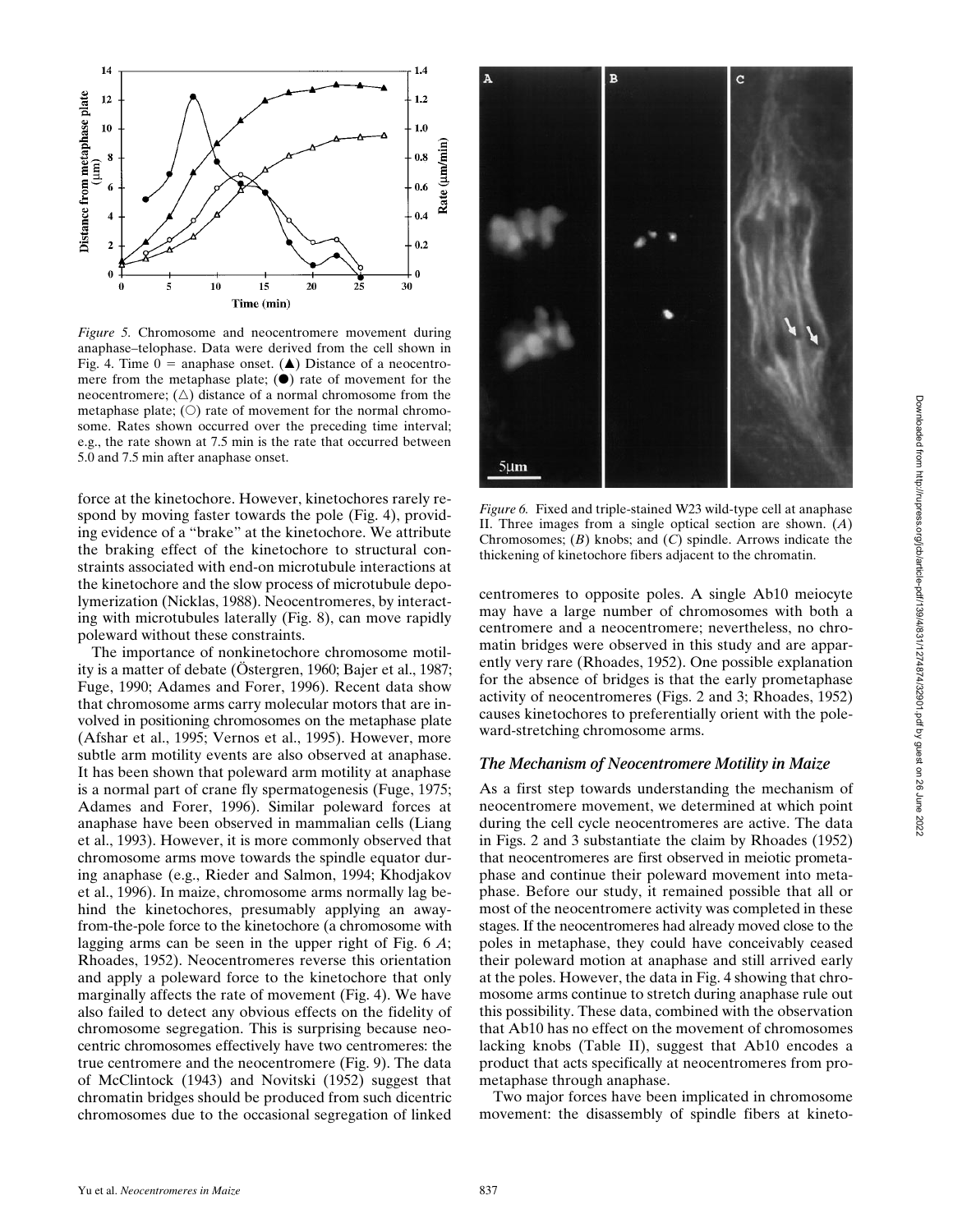*Figure 5.* Chromosome and neocentromere movement during anaphase–telophase. Data were derived from the cell shown in Fig. 4. Time 0 = anaphase onset. (▲) Distance of a neocentromere from the metaphase plate; (●) rate of movement for the neocentromere; (△) distance of a normal chromosome from the metaphase plate; (○) rate of movement for the normal chromosome. Rates shown occurred over the preceding time interval; e.g., the rate shown at 7.5 min is the rate that occurred between 5.0 and 7.5 min after anaphase onset.

force at the kinetochore. However, kinetochores rarely respond by moving faster towards the pole (Fig. 4), providing evidence of a "brake" at the kinetochore. We attribute the braking effect of the kinetochore to structural constraints associated with end-on microtubule interactions at the kinetochore and the slow process of microtubule depolymerization (Nicklas, 1988). Neocentromeres, by interacting with microtubules laterally (Fig. 8), can move rapidly poleward without these constraints.

The importance of nonkinetochore chromosome motility is a matter of debate (Östergren, 1960; Bajer et al., 1987; Fuge, 1990; Adames and Forer, 1996). Recent data show that chromosome arms carry molecular motors that are involved in positioning chromosomes on the metaphase plate (Afshar et al., 1995; Vernos et al., 1995). However, more subtle arm motility events are also observed at anaphase. It has been shown that poleward arm motility at anaphase is a normal part of crane fly spermatogenesis (Fuge, 1975; Adames and Forer, 1996). Similar poleward forces at anaphase have been observed in mammalian cells (Liang et al., 1993). However, it is more commonly observed that chromosome arms move towards the spindle equator during anaphase (e.g., Rieder and Salmon, 1994; Khodjakov et al., 1996). In maize, chromosome arms normally lag behind the kinetochores, presumably applying an away-from-the-pole force to the kinetochore (a chromosome with lagging arms can be seen in the upper right of Fig. 6 *A*; Rhoades, 1952). Neocentromeres reverse this orientation and apply a poleward force to the kinetochore that only marginally affects the rate of movement (Fig. 4). We have also failed to detect any obvious effects on the fidelity of chromosome segregation. This is surprising because neocentric chromosomes effectively have two centromeres: the true centromere and the neocentromere (Fig. 9). The data of McClintock (1943) and Novitski (1952) suggest that chromatin bridges should be produced from such dicentric chromosomes due to the occasional segregation of linked centromeres to opposite poles. A single Ab10 meiocyte may have a large number of chromosomes with both a centromere and a neocentromere; nevertheless, no chromatin bridges were observed in this study and are apparently very rare (Rhoades, 1952). One possible explanation for the absence of bridges is that the early prometaphase activity of neocentromeres (Figs. 2 and 3; Rhoades, 1952) causes kinetochores to preferentially orient with the poleward-stretching chromosome arms.

*Figure 6.* Fixed and triple-stained W23 wild-type cell at anaphase II. Three images from a single optical section are shown. (*A*) Chromosomes; (*B*) knobs; and (*C*) spindle. Arrows indicate the thickening of kinetochore fibers adjacent to the chromatin.

### *The Mechanism of Neocentromere Motility in Maize*

As a first step towards understanding the mechanism of neocentromere movement, we determined at which point during the cell cycle neocentromeres are active. The data in Figs. 2 and 3 substantiate the claim by Rhoades (1952) that neocentromeres are first observed in meiotic prometaphase and continue their poleward movement into metaphase. Before our study, it remained possible that all or most of the neocentromere activity was completed in these stages. If the neocentromeres had already moved close to the poles in metaphase, they could have conceivably ceased their poleward motion at anaphase and still arrived early at the poles. However, the data in Fig. 4 showing that chromosome arms continue to stretch during anaphase rule out this possibility. These data, combined with the observation that Ab10 has no effect on the movement of chromosomes lacking knobs (Table II), suggest that Ab10 encodes a product that acts specifically at neocentromeres from prometaphase through anaphase.

Two major forces have been implicated in chromosome movement: the disassembly of spindle fibers at kineto-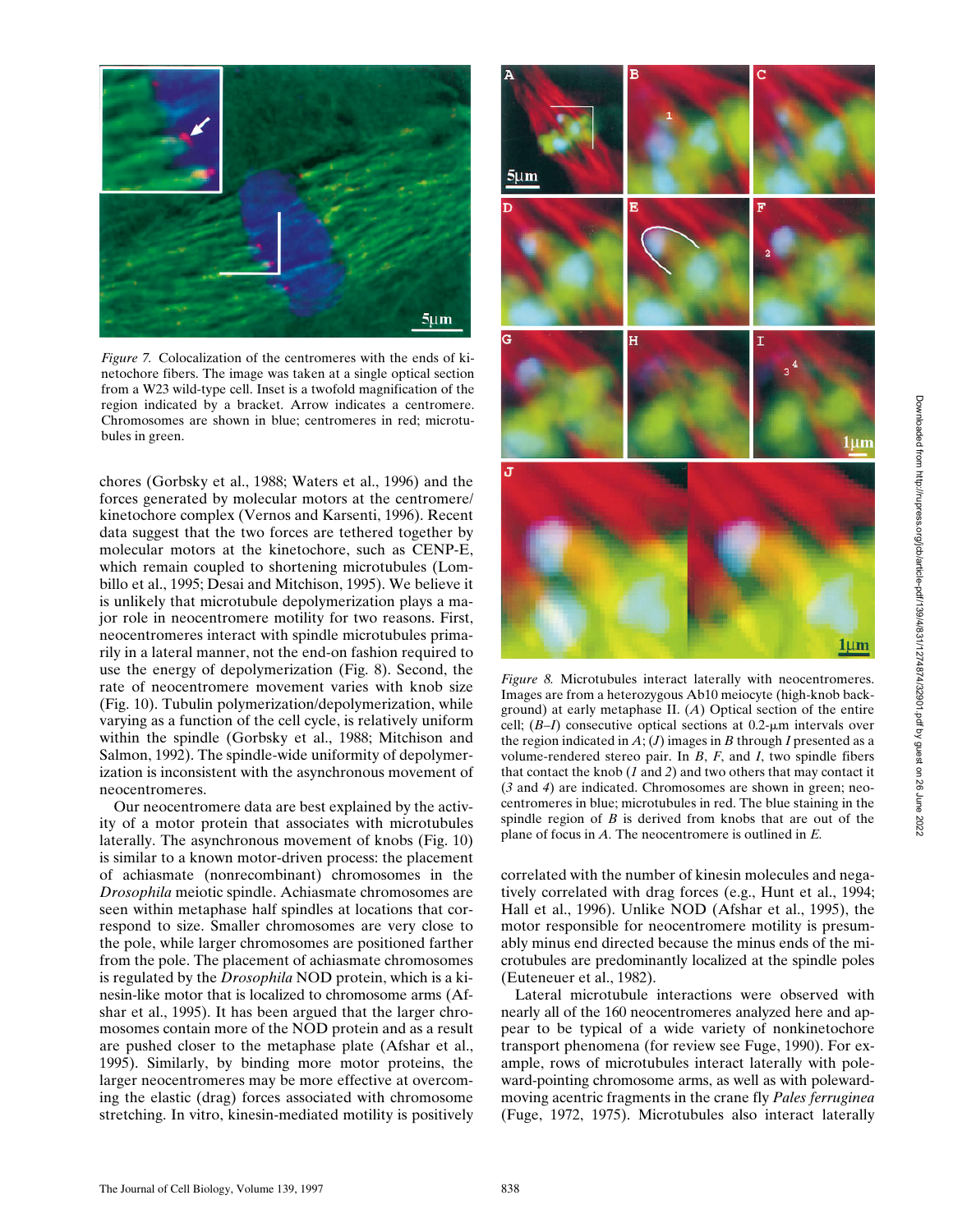*Figure 7.* Colocalization of the centromeres with the ends of kinetochore fibers. The image was taken at a single optical section from a W23 wild-type cell. Inset is a twofold magnification of the region indicated by a bracket. Arrow indicates a centromere. Chromosomes are shown in blue; centromeres in red; microtubules in green.

*Figure 8.* Microtubules interact laterally with neocentromeres. Images are from a heterozygous Ab10 meiocyte (high-knob background) at early metaphase II. (*A*) Optical section of the entire cell; (*B–I*) consecutive optical sections at 0.2-μm intervals over the region indicated in *A*; (*J*) images in *B* through *I* presented as a volume-rendered stereo pair. In *B*, *F*, and *I*, two spindle fibers that contact the knob (*1* and *2*) and two others that may contact it (*3* and *4*) are indicated. Chromosomes are shown in green; neocentromeres in blue; microtubules in red. The blue staining in the spindle region of *B* is derived from knobs that are out of the plane of focus in *A*. The neocentromere is outlined in *E*.

chores (Gorbsky et al., 1988; Waters et al., 1996) and the forces generated by molecular motors at the centromere/kinetochore complex (Vernos and Karsenti, 1996). Recent data suggest that the two forces are tethered together by molecular motors at the kinetochore, such as CENP-E, which remain coupled to shortening microtubules (Lombillo et al., 1995; Desai and Mitchison, 1995). We believe it is unlikely that microtubule depolymerization plays a major role in neocentromere motility for two reasons. First, neocentromeres interact with spindle microtubules primarily in a lateral manner, not the end-on fashion required to use the energy of depolymerization (Fig. 8). Second, the rate of neocentromere movement varies with knob size (Fig. 10). Tubulin polymerization/depolymerization, while varying as a function of the cell cycle, is relatively uniform within the spindle (Gorbsky et al., 1988; Mitchison and Salmon, 1992). The spindle-wide uniformity of depolymerization is inconsistent with the asynchronous movement of neocentromeres.

Our neocentromere data are best explained by the activity of a motor protein that associates with microtubules laterally. The asynchronous movement of knobs (Fig. 10) is similar to a known motor-driven process: the placement of achiasmate (nonrecombinant) chromosomes in the *Drosophila* meiotic spindle. Achiasmate chromosomes are seen within metaphase half spindles at locations that correspond to size. Smaller chromosomes are very close to the pole, while larger chromosomes are positioned farther from the pole. The placement of achiasmate chromosomes is regulated by the *Drosophila* NOD protein, which is a kinesin-like motor that is localized to chromosome arms (Afshar et al., 1995). It has been argued that the larger chromosomes contain more of the NOD protein and as a result are pushed closer to the metaphase plate (Afshar et al., 1995). Similarly, by binding more motor proteins, the larger neocentromeres may be more effective at overcoming the elastic (drag) forces associated with chromosome stretching. In vitro, kinesin-mediated motility is positively correlated with the number of kinesin molecules and negatively correlated with drag forces (e.g., Hunt et al., 1994; Hall et al., 1996). Unlike NOD (Afshar et al., 1995), the motor responsible for neocentromere motility is presumably minus end directed because the minus ends of the microtubules are predominantly localized at the spindle poles (Euteneuer et al., 1982).

Lateral microtubule interactions were observed with nearly all of the 160 neocentromeres analyzed here and appear to be typical of a wide variety of nonkinetochore transport phenomena (for review see Fuge, 1990). For example, rows of microtubules interact laterally with poleward-pointing chromosome arms, as well as with poleward-moving acentric fragments in the crane fly *Pales ferruginea* (Fuge, 1972, 1975). Microtubules also interact laterally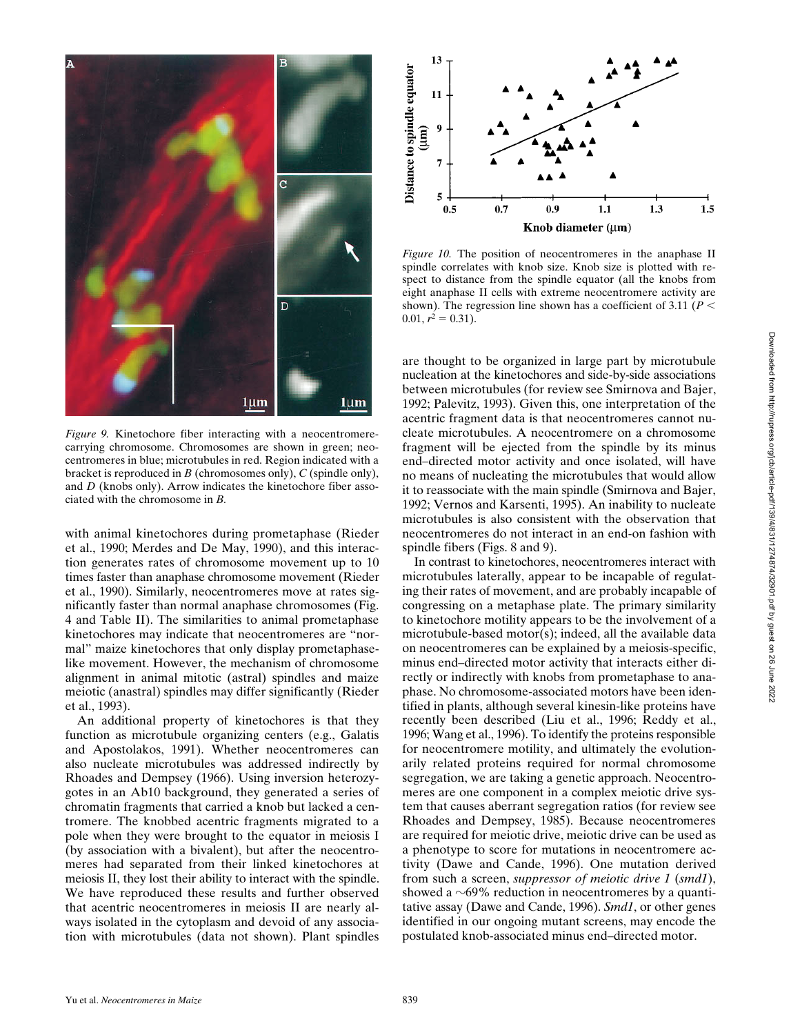*Figure 9.* Kinetochore fiber interacting with a neocentromere-carrying chromosome. Chromosomes are shown in green; neocentromeres in blue; microtubules in red. Region indicated with a bracket is reproduced in *B* (chromosomes only), *C* (spindle only), and *D* (knobs only). Arrow indicates the kinetochore fiber associated with the chromosome in *B*.

*Figure 10.* The position of neocentromeres in the anaphase II spindle correlates with knob size. Knob size is plotted with respect to distance from the spindle equator (all the knobs from eight anaphase II cells with extreme neocentromere activity are shown). The regression line shown has a coefficient of 3.11 ($P < 0.01$, $r^2 = 0.31$).

with animal kinetochores during prometaphase (Rieder et al., 1990; Merdes and De May, 1990), and this interaction generates rates of chromosome movement up to 10 times faster than anaphase chromosome movement (Rieder et al., 1990). Similarly, neocentromeres move at rates significantly faster than normal anaphase chromosomes (Fig. 4 and Table II). The similarities to animal prometaphase kinetochores may indicate that neocentromeres are "normal" maize kinetochores that only display prometaphase-like movement. However, the mechanism of chromosome alignment in animal mitotic (astral) spindles and maize meiotic (anastral) spindles may differ significantly (Rieder et al., 1993).

An additional property of kinetochores is that they function as microtubule organizing centers (e.g., Galatis and Apostolakos, 1991). Whether neocentromeres can also nucleate microtubules was addressed indirectly by Rhoades and Dempsey (1966). Using inversion heterozygotes in an Ab10 background, they generated a series of chromatin fragments that carried a knob but lacked a centromere. The knobbed acentric fragments migrated to a pole when they were brought to the equator in meiosis I (by association with a bivalent), but after the neocentromeres had separated from their linked kinetochores at meiosis II, they lost their ability to interact with the spindle. We have reproduced these results and further observed that acentric neocentromeres in meiosis II are nearly always isolated in the cytoplasm and devoid of any association with microtubules (data not shown). Plant spindles are thought to be organized in large part by microtubule nucleation at the kinetochores and side-by-side associations between microtubules (for review see Smirnova and Bajer, 1992; Palevitz, 1993). Given this, one interpretation of the acentric fragment data is that neocentromeres cannot nucleate microtubules. A neocentromere on a chromosome fragment will be ejected from the spindle by its minus end–directed motor activity and once isolated, will have no means of nucleating the microtubules that would allow it to reassociate with the main spindle (Smirnova and Bajer, 1992; Vernos and Karsenti, 1995). An inability to nucleate microtubules is also consistent with the observation that neocentromeres do not interact in an end-on fashion with spindle fibers (Figs. 8 and 9).

In contrast to kinetochores, neocentromeres interact with microtubules laterally, appear to be incapable of regulating their rates of movement, and are probably incapable of congressing on a metaphase plate. The primary similarity to kinetochore motility appears to be the involvement of a microtubule-based motor(s); indeed, all the available data on neocentromeres can be explained by a meiosis-specific, minus end–directed motor activity that interacts either directly or indirectly with knobs from prometaphase to anaphase. No chromosome-associated motors have been identified in plants, although several kinesin-like proteins have recently been described (Liu et al., 1996; Reddy et al., 1996; Wang et al., 1996). To identify the proteins responsible for neocentromere motility, and ultimately the evolutionarily related proteins required for normal chromosome segregation, we are taking a genetic approach. Neocentromeres are one component in a complex meiotic drive system that causes aberrant segregation ratios (for review see Rhoades and Dempsey, 1985). Because neocentromeres are required for meiotic drive, meiotic drive can be used as a phenotype to score for mutations in neocentromere activity (Dawe and Cande, 1996). One mutation derived from such a screen, *suppressor of meiotic drive 1* (*smd1*), showed a ~69% reduction in neocentromeres by a quantitative assay (Dawe and Cande, 1996). *Smd1*, or other genes identified in our ongoing mutant screens, may encode the postulated knob-associated minus end–directed motor.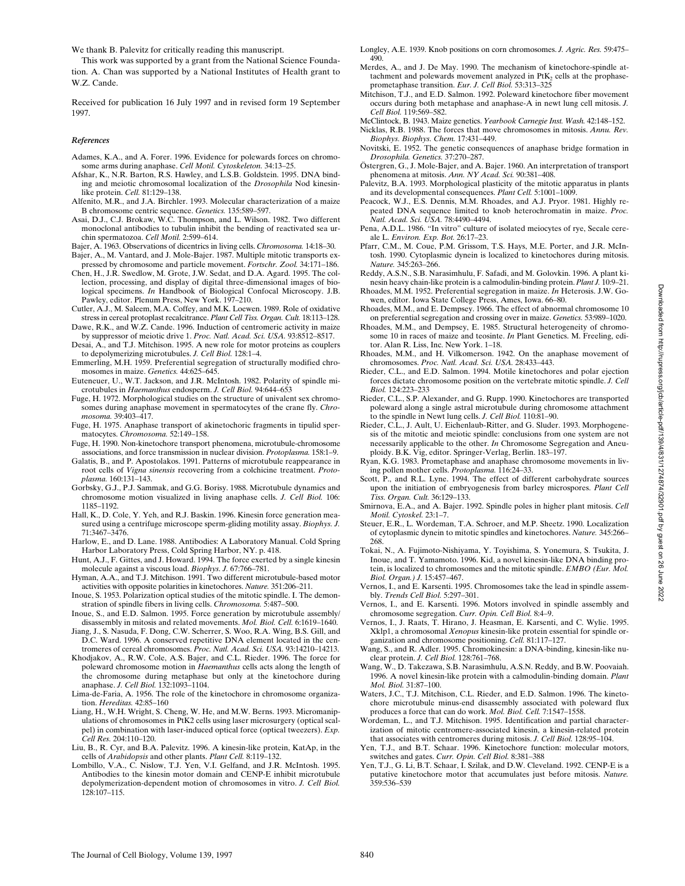We thank B. Palevitz for critically reading this manuscript.

This work was supported by a grant from the National Science Foundation. A. Chan was supported by a National Institutes of Health grant to W.Z. Cande.

Received for publication 16 July 1997 and in revised form 19 September 1997.

### *References*

Adames, K.A., and A. Forer. 1996. Evidence for polewards forces on chromosome arms during anaphase. *Cell Motil. Cytoskeleton.* 34:13–25.

Afshar, K., N.R. Barton, R.S. Hawley, and L.S.B. Goldstein. 1995. DNA binding and meiotic chromosomal localization of the *Drosophila* Nod kinesin-like protein. *Cell.* 81:129–138.

Alfenito, M.R., and J.A. Birchler. 1993. Molecular characterization of a maize B chromosome centric sequence. *Genetics.* 135:589–597.

Asai, D.J., C.J. Brokaw, W.C. Thompson, and L. Wilson. 1982. Two different monoclonal antibodies to tubulin inhibit the bending of reactivated sea urchin spermatozoa. *Cell Motil.* 2:599–614.

Bajer, A. 1963. Observations of dicentrics in living cells. *Chromosoma.* 14:18–30.

Bajer, A., M. Vantard, and J. Mole-Bajer. 1987. Multiple mitotic transports expressed by chromosome and particle movement. *Fortschr. Zool.* 34:171–186.

Chen, H., J.R. Swedlow, M. Grote, J.W. Sedat, and D.A. Agard. 1995. The collection, processing, and display of digital three-dimensional images of biological specimens. *In* Handbook of Biological Confocal Microscopy. J.B. Pawley, editor. Plenum Press, New York. 197–210.

Cutler, A.J., M. Saleem, M.A. Coffey, and M.K. Loewen. 1989. Role of oxidative stress in cereal protoplast recalcitrance. *Plant Cell Tiss. Organ. Cult.* 18:113–128.

Dawe, R.K., and W.Z. Cande. 1996. Induction of centromeric activity in maize by suppressor of meiotic drive 1. *Proc. Natl. Acad. Sci. USA.* 93:8512–8517.

Desai, A., and T.J. Mitchison. 1995. A new role for motor proteins as couplers to depolymerizing microtubules. *J. Cell Biol.* 128:1–4.

Emmerling, M.H. 1959. Preferential segregation of structurally modified chromosomes in maize. *Genetics.* 44:625–645.

Euteneuer, U., W.T. Jackson, and J.R. McIntosh. 1982. Polarity of spindle microtubules in *Haemanthus* endosperm. *J. Cell Biol.* 94:644–653

Fuge, H. 1972. Morphological studies on the structure of univalent sex chromosomes during anaphase movement in spermatocytes of the crane fly. *Chromosoma.* 39:403–417.

Fuge, H. 1975. Anaphase transport of akinetochoric fragments in tipulid spermatocytes. *Chromosoma.* 52:149–158.

Fuge, H. 1990. Non-kinetochore transport phenomena, microtubule-chromosome associations, and force transmission in nuclear division. *Protoplasma.* 158:1–9.

Galatis, B., and P. Apostolakos. 1991. Patterns of microtubule reappearance in root cells of *Vigna sinensis* recovering from a colchicine treatment. *Protoplasma.* 160:131–143.

Gorbsky, G.J., P.J. Sammak, and G.G. Borisy. 1988. Microtubule dynamics and chromosome motion visualized in living anaphase cells. *J. Cell Biol.* 106: 1185–1192.

Hall, K., D. Cole, Y. Yeh, and R.J. Baskin. 1996. Kinesin force generation measured using a centrifuge microscope sperm-gliding motility assay. *Biophys. J.* 71:3467–3476.

Harlow, E., and D. Lane. 1988. Antibodies: A Laboratory Manual. Cold Spring Harbor Laboratory Press, Cold Spring Harbor, NY. p. 418.

Hunt, A.J., F. Gittes, and J. Howard. 1994. The force exerted by a single kinesin molecule against a viscous load. *Biophys. J.* 67:766–781.

Hyman, A.A., and T.J. Mitchison. 1991. Two different microtubule-based motor activities with opposite polarities in kinetochores. *Nature.* 351:206–211.

Inoue, S. 1953. Polarization optical studies of the mitotic spindle. I. The demonstration of spindle fibers in living cells. *Chromosoma.* 5:487–500.

Inoue, S., and E.D. Salmon. 1995. Force generation by microtubule assembly/disassembly in mitosis and related movements. *Mol. Biol. Cell.* 6:1619–1640.

Jiang, J., S. Nasuda, F. Dong, C.W. Scherrer, S. Woo, R.A. Wing, B.S. Gill, and D.C. Ward. 1996. A conserved repetitive DNA element located in the centromeres of cereal chromosomes. *Proc. Natl. Acad. Sci. USA.* 93:14210–14213.

Khodjakov, A., R.W. Cole, A.S. Bajer, and C.L. Rieder. 1996. The force for poleward chromosome motion in *Haemanthus* cells acts along the length of the chromosome during metaphase but only at the kinetochore during anaphase. *J. Cell Biol.* 132:1093–1104.

Lima-de-Faria, A. 1956. The role of the kinetochore in chromosome organization. *Hereditas.* 42:85–160

Liang, H., W.H. Wright, S. Cheng, W. He, and M.W. Berns. 1993. Micromanipulations of chromosomes in PtK2 cells using laser microsurgery (optical scalpel) in combination with laser-induced optical force (optical tweezers). *Exp. Cell Res.* 204:110–120.

Liu, B., R. Cyr, and B.A. Palevitz. 1996. A kinesin-like protein, KatAp, in the cells of *Arabidopsis* and other plants. *Plant Cell.* 8:119–132.

Lombillo, V.A., C. Nislow, T.J. Yen, V.I. Gelfand, and J.R. McIntosh. 1995. Antibodies to the kinesin motor domain and CENP-E inhibit microtubule depolymerization-dependent motion of chromosomes in vitro. *J. Cell Biol.* 128:107–115.

Longley, A.E. 1939. Knob positions on corn chromosomes. *J. Agric. Res.* 59:475–490.

Merdes, A., and J. De May. 1990. The mechanism of kinetochore-spindle attachment and polewards movement analyzed in $PtK_2$ cells at the prophase-prometaphase transition. *Eur. J. Cell Biol.* 53:313–325

Mitchison, T.J., and E.D. Salmon. 1992. Poleward kinetochore fiber movement occurs during both metaphase and anaphase-A in newt lung cell mitosis. *J. Cell Biol.* 119:569–582.

McClintock, B. 1943. Maize genetics. *Yearbook Carnegie Inst. Wash.* 42:148–152.

Nicklas, R.B. 1988. The forces that move chromosomes in mitosis. *Annu. Rev. Biophys. Biophys. Chem.* 17:431–449.

Novitski, E. 1952. The genetic consequences of anaphase bridge formation in *Drosophila. Genetics.* 37:270–287.

Östergren, G., J. Mole-Bajer, and A. Bajer. 1960. An interpretation of transport phenomena at mitosis. *Ann. NY Acad. Sci.* 90:381–408.

Palevitz, B.A. 1993. Morphological plasticity of the mitotic apparatus in plants and its developmental consequences. *Plant Cell.* 5:1001–1009.

Peacock, W.J., E.S. Dennis, M.M. Rhoades, and A.J. Pryor. 1981. Highly repeated DNA sequence limited to knob heterochromatin in maize. *Proc. Natl. Acad. Sci. USA.* 78:4490–4494.

Pena, A.D.L. 1986. "In vitro" culture of isolated meiocytes of rye, Secale cereale L. *Environ. Exp. Bot.* 26:17–23.

Pfarr, C.M., M. Coue, P.M. Grissom, T.S. Hays, M.E. Porter, and J.R. McIntosh. 1990. Cytoplasmic dynein is localized to kinetochores during mitosis. *Nature.* 345:263–266.

Reddy, A.S.N., S.B. Narasimhulu, F. Safadi, and M. Golovkin. 1996. A plant kinesin heavy chain-like protein is a calmodulin-binding protein. *Plant J.* 10:9–21.

Rhoades, M.M. 1952. Preferential segregation in maize. *In* Heterosis. J.W. Gowen, editor. Iowa State College Press, Ames, Iowa. 66–80.

Rhoades, M.M., and E. Dempsey. 1966. The effect of abnormal chromosome 10 on preferential segregation and crossing over in maize. *Genetics.* 53:989–1020.

Rhoades, M.M., and Dempsey, E. 1985. Structural heterogeneity of chromosome 10 in races of maize and teosinte. *In* Plant Genetics. M. Freeling, editor. Alan R. Liss, Inc. New York. 1–18.

Rhoades, M.M., and H. Vilkomerson. 1942. On the anaphase movement of chromosomes. *Proc. Natl. Acad. Sci. USA.* 28:433–443.

Rieder, C.L., and E.D. Salmon. 1994. Motile kinetochores and polar ejection forces dictate chromosome position on the vertebrate mitotic spindle. *J. Cell Biol.* 124:223–233

Rieder, C.L., S.P. Alexander, and G. Rupp. 1990. Kinetochores are transported poleward along a single astral microtubule during chromosome attachment to the spindle in Newt lung cells. *J. Cell Biol.* 110:81–90.

Rieder, C.L., J. Ault, U. Eichenlaub-Ritter, and G. Sluder. 1993. Morphogenesis of the mitotic and meiotic spindle: conclusions from one system are not necessarily applicable to the other. *In* Chromosome Segregation and Aneuploidy. B.K. Vig, editor. Springer-Verlag, Berlin. 183–197.

Ryan, K.G. 1983. Prometaphase and anaphase chromosome movements in living pollen mother cells. *Protoplasma.* 116:24–33.

Scott, P., and R.L. Lyne. 1994. The effect of different carbohydrate sources upon the initiation of embryogenesis from barley microspores. *Plant Cell Tiss. Organ. Cult.* 36:129–133.

Smirnova, E.A., and A. Bajer. 1992. Spindle poles in higher plant mitosis. *Cell Motil. Cytoskel.* 23:1–7.

Steuer, E.R., L. Wordeman, T.A. Schroer, and M.P. Sheetz. 1990. Localization of cytoplasmic dynein to mitotic spindles and kinetochores. *Nature.* 345:266–268.

Tokai, N., A. Fujimoto-Nishiyama, Y. Toyishima, S. Yonemura, S. Tsukita, J. Inoue, and T. Yamamoto. 1996. Kid, a novel kinesin-like DNA binding protein, is localized to chromosomes and the mitotic spindle. *EMBO (Eur. Mol. Biol. Organ.) J.* 15:457–467.

Vernos, I., and E. Karsenti. 1995. Chromosomes take the lead in spindle assembly. *Trends Cell Biol.* 5:297–301.

Vernos, I., and E. Karsenti. 1996. Motors involved in spindle assembly and chromosome segregation. *Curr. Opin. Cell Biol.* 8:4–9.

Vernos, I., J. Raats, T. Hirano, J. Heasman, E. Karsenti, and C. Wylie. 1995. Xklp1, a chromosomal *Xenopus* kinesin-like protein essential for spindle organization and chromosome positioning. *Cell.* 81:117–127.

Wang, S., and R. Adler. 1995. Chromokinesin: a DNA-binding, kinesin-like nuclear protein. *J. Cell Biol.* 128:761–768.

Wang, W., D. Takezawa, S.B. Narasimhulu, A.S.N. Reddy, and B.W. Poovaiah. 1996. A novel kinesin-like protein with a calmodulin-binding domain. *Plant Mol. Biol.* 31:87–100.

Waters, J.C., T.J. Mitchison, C.L. Rieder, and E.D. Salmon. 1996. The kinetochore microtubule minus-end disassembly associated with poleward flux produces a force that can do work. *Mol. Biol. Cell.* 7:1547–1558.

Wordeman, L., and T.J. Mitchison. 1995. Identification and partial characterization of mitotic centromere-associated kinesin, a kinesin-related protein that associates with centromeres during mitosis. *J. Cell Biol.* 128:95–104.

Yen, T.J., and B.T. Schaar. 1996. Kinetochore function: molecular motors, switches and gates. *Curr. Opin. Cell Biol.* 8:381–388

Yen, T.J., G. Li, B.T. Schaar, I. Szilak, and D.W. Cleveland. 1992. CENP-E is a putative kinetochore motor that accumulates just before mitosis. *Nature.* 359:536–539